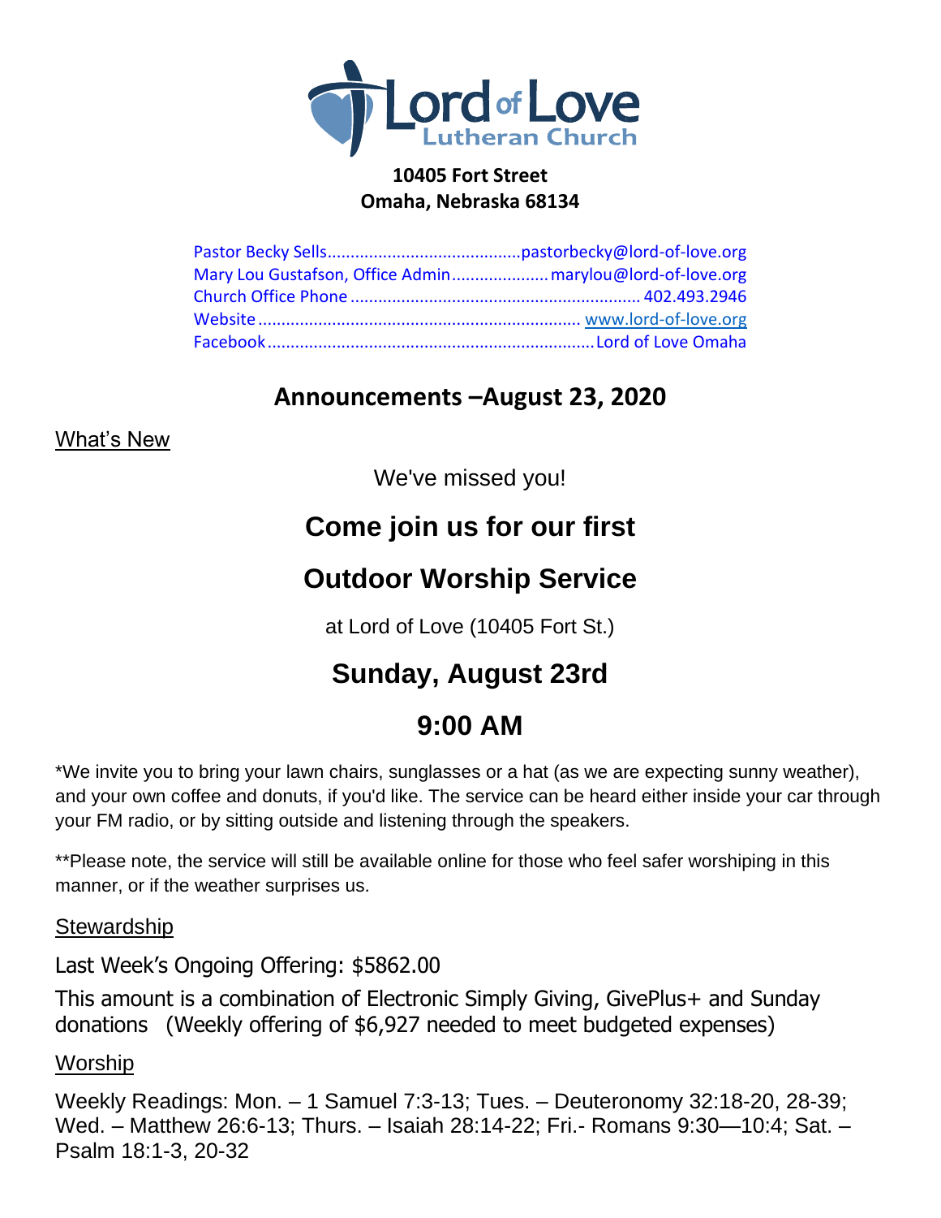# Lord of Love Lutheran Church

**10405 Fort Street**
**Omaha, Nebraska 68134**

Pastor Becky Sells......................................... pastorbecky@lord-of-love.org
Mary Lou Gustafson, Office Admin.................... marylou@lord-of-love.org
Church Office Phone ............................................................ 402.493.2946
Website ..................................................................... www.lord-of-love.org
Facebook ...................................................................... Lord of Love Omaha

## Announcements –August 23, 2020

What's New

We've missed you!

**Come join us for our first**

**Outdoor Worship Service**

at Lord of Love (10405 Fort St.)

**Sunday, August 23rd**

**9:00 AM**

*We invite you to bring your lawn chairs, sunglasses or a hat (as we are expecting sunny weather), and your own coffee and donuts, if you'd like. The service can be heard either inside your car through your FM radio, or by sitting outside and listening through the speakers.

**Please note, the service will still be available online for those who feel safer worshiping in this manner, or if the weather surprises us.

Stewardship

Last Week's Ongoing Offering: $5862.00

This amount is a combination of Electronic Simply Giving, GivePlus+ and Sunday donations (Weekly offering of $6,927 needed to meet budgeted expenses)

Worship

Weekly Readings: Mon. – 1 Samuel 7:3-13; Tues. – Deuteronomy 32:18-20, 28-39; Wed. – Matthew 26:6-13; Thurs. – Isaiah 28:14-22; Fri.- Romans 9:30—10:4; Sat. – Psalm 18:1-3, 20-32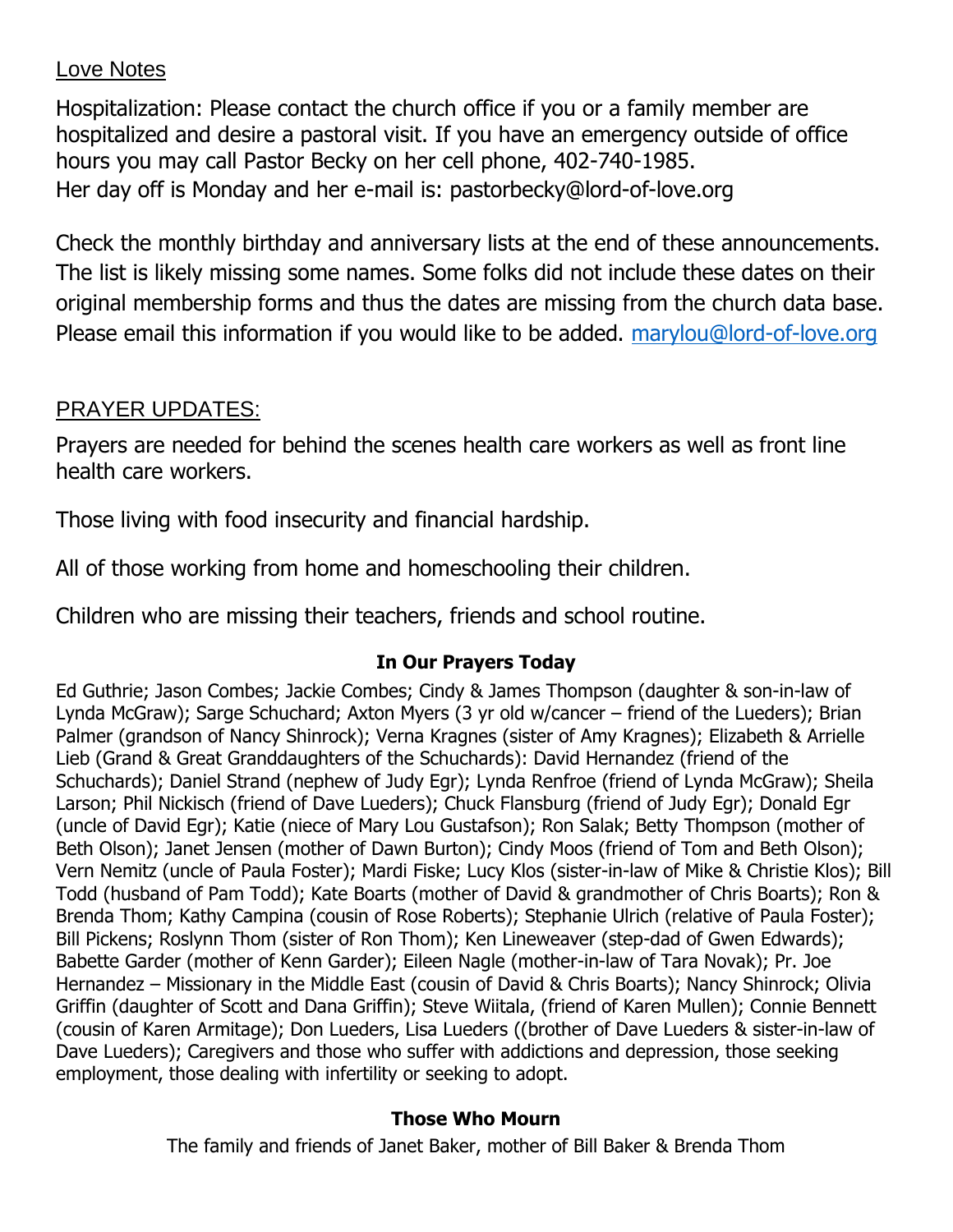## Love Notes

Hospitalization: Please contact the church office if you or a family member are hospitalized and desire a pastoral visit. If you have an emergency outside of office hours you may call Pastor Becky on her cell phone, 402-740-1985.
Her day off is Monday and her e-mail is: pastorbecky@lord-of-love.org

Check the monthly birthday and anniversary lists at the end of these announcements. The list is likely missing some names. Some folks did not include these dates on their original membership forms and thus the dates are missing from the church data base. Please email this information if you would like to be added. marylou@lord-of-love.org

## PRAYER UPDATES:

Prayers are needed for behind the scenes health care workers as well as front line health care workers.

Those living with food insecurity and financial hardship.

All of those working from home and homeschooling their children.

Children who are missing their teachers, friends and school routine.

### In Our Prayers Today

Ed Guthrie; Jason Combes; Jackie Combes; Cindy & James Thompson (daughter & son-in-law of Lynda McGraw); Sarge Schuchard; Axton Myers (3 yr old w/cancer – friend of the Lueders); Brian Palmer (grandson of Nancy Shinrock); Verna Kragnes (sister of Amy Kragnes); Elizabeth & Arrielle Lieb (Grand & Great Granddaughters of the Schuchards): David Hernandez (friend of the Schuchards); Daniel Strand (nephew of Judy Egr); Lynda Renfroe (friend of Lynda McGraw); Sheila Larson; Phil Nickisch (friend of Dave Lueders); Chuck Flansburg (friend of Judy Egr); Donald Egr (uncle of David Egr); Katie (niece of Mary Lou Gustafson); Ron Salak; Betty Thompson (mother of Beth Olson); Janet Jensen (mother of Dawn Burton); Cindy Moos (friend of Tom and Beth Olson); Vern Nemitz (uncle of Paula Foster); Mardi Fiske; Lucy Klos (sister-in-law of Mike & Christie Klos); Bill Todd (husband of Pam Todd); Kate Boarts (mother of David & grandmother of Chris Boarts); Ron & Brenda Thom; Kathy Campina (cousin of Rose Roberts); Stephanie Ulrich (relative of Paula Foster); Bill Pickens; Roslynn Thom (sister of Ron Thom); Ken Lineweaver (step-dad of Gwen Edwards); Babette Garder (mother of Kenn Garder); Eileen Nagle (mother-in-law of Tara Novak); Pr. Joe Hernandez – Missionary in the Middle East (cousin of David & Chris Boarts); Nancy Shinrock; Olivia Griffin (daughter of Scott and Dana Griffin); Steve Wiitala, (friend of Karen Mullen); Connie Bennett (cousin of Karen Armitage); Don Lueders, Lisa Lueders ((brother of Dave Lueders & sister-in-law of Dave Lueders); Caregivers and those who suffer with addictions and depression, those seeking employment, those dealing with infertility or seeking to adopt.

### Those Who Mourn

The family and friends of Janet Baker, mother of Bill Baker & Brenda Thom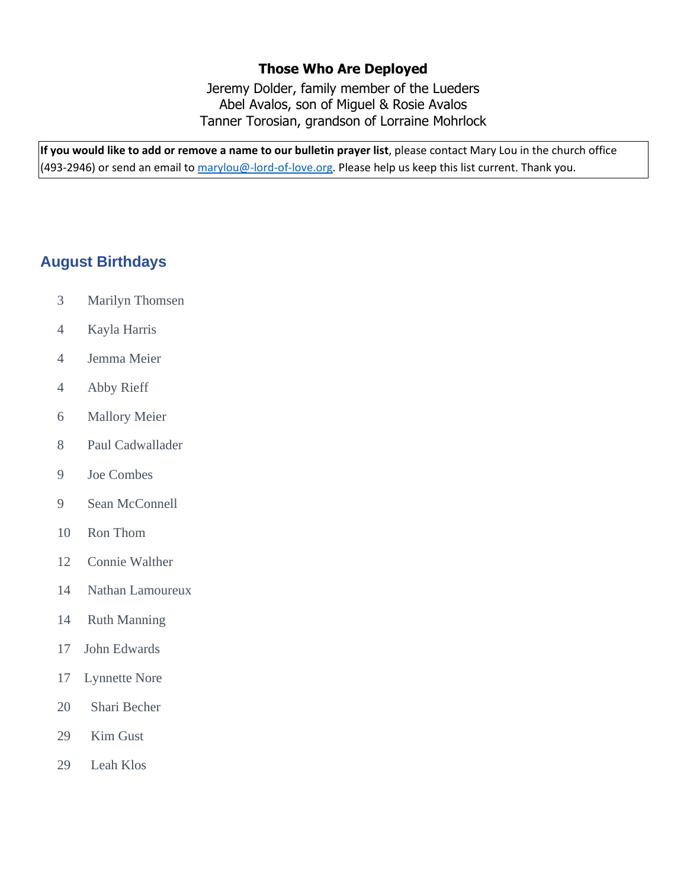## Those Who Are Deployed

Jeremy Dolder, family member of the Lueders
Abel Avalos, son of Miguel & Rosie Avalos
Tanner Torosian, grandson of Lorraine Mohrlock

**If you would like to add or remove a name to our bulletin prayer list**, please contact Mary Lou in the church office (493-2946) or send an email to marylou@-lord-of-love.org. Please help us keep this list current. Thank you.

## August Birthdays

3 Marilyn Thomsen
4 Kayla Harris
4 Jemma Meier
4 Abby Rieff
6 Mallory Meier
8 Paul Cadwallader
9 Joe Combes
9 Sean McConnell
10 Ron Thom
12 Connie Walther
14 Nathan Lamoureux
14 Ruth Manning
17 John Edwards
17 Lynnette Nore
20 Shari Becher
29 Kim Gust
29 Leah Klos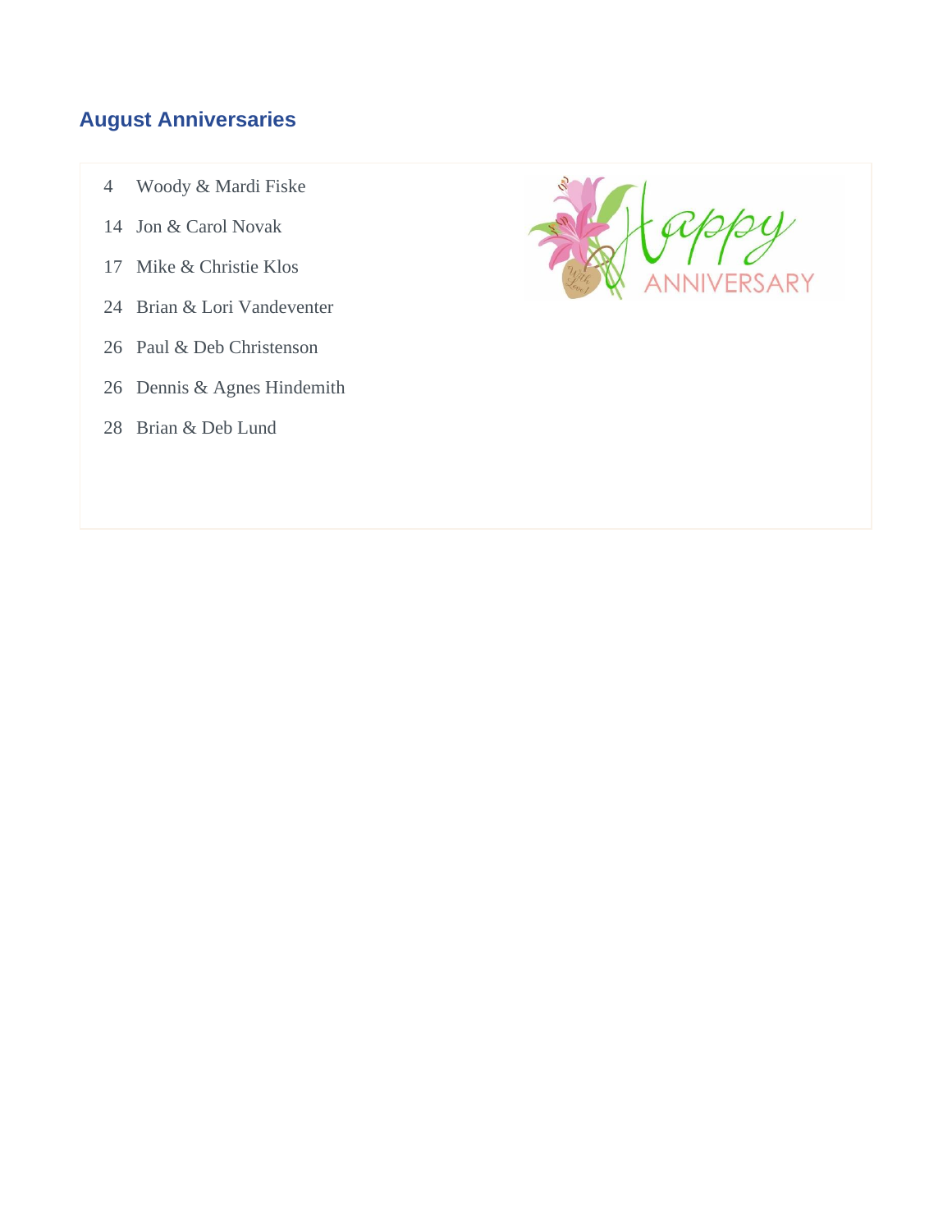## August Anniversaries

| | |
|---|---|
| 4 | Woody & Mardi Fiske |
| 14 | Jon & Carol Novak |
| 17 | Mike & Christie Klos |
| 24 | Brian & Lori Vandeventer |
| 26 | Paul & Deb Christenson |
| 26 | Dennis & Agnes Hindemith |
| 28 | Brian & Deb Lund |